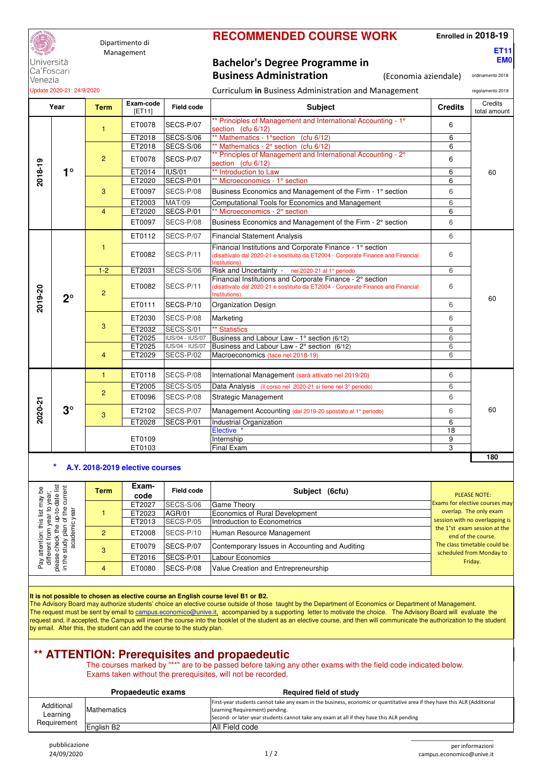Università Ca'Foscari Venezia

Dipartimento di Management

Update 2020-21: 24/9/2020

# RECOMMENDED COURSE WORK

Enrolled in **2018-19**

**ET11**
**EM0**

## Bachelor's Degree Programme in Business Administration

(Economia aziendale)

ordinamento 2018

Curriculum **in** Business Administration and Management

regolamento 2018

| Year | | Term | Exam-code [ET11] | Field code | Subject | Credits | Credits total amount |
|---|---|---|---|---|---|---|---|
| 2018-19 | 1° | 1 | ET0078 | SECS-P/07 | ** Principles of Management and International Accounting - 1° section (cfu 6/12) | 6 | 60 |
| | | | ET2018 | SECS-S/06 | ** Mathematics - 1°section (cfu 6/12) | 6 | |
| | | 2 | ET2018 | SECS-S/06 | ** Mathematics - 2° section (cfu 6/12) | 6 | |
| | | | ET0078 | SECS-P/07 | ** Principles of Management and International Accounting - 2° section (cfu 6/12) | 6 | |
| | | | ET2014 | IUS/01 | ** Introduction to Law | 6 | |
| | | 3 | ET2020 | SECS-P/01 | ** Microeconomics - 1° section | 6 | |
| | | | ET0097 | SECS-P/08 | Business Economics and Management of the Firm - 1° section | 6 | |
| | | | ET2003 | MAT/09 | Computational Tools for Economics and Management | 6 | |
| | | 4 | ET2020 | SECS-P/01 | ** Microeconomics - 2° section | 6 | |
| | | | ET0097 | SECS-P/08 | Business Economics and Management of the Firm - 2° section | 6 | |
| 2019-20 | 2° | 1 | ET0112 | SECS-P/07 | Financial Statement Analysis | 6 | 60 |
| | | | ET0082 | SECS-P/11 | Financial Institutions and Corporate Finance - 1° section (disattivato dal 2020-21 e sostituito da ET2004 - Corporate Finance and Financial Institutions) | 6 | |
| | | 1-2 | ET2031 | SECS-S/06 | Risk and Uncertainty - nel 2020-21 al 1° periodo | 6 | |
| | | 2 | ET0082 | SECS-P/11 | Financial Institutions and Corporate Finance - 2° section (disattivato dal 2020-21 e sostituito da ET2004 - Corporate Finance and Financial Institutions) | 6 | |
| | | | ET0111 | SECS-P/10 | Organization Design | 6 | |
| | | 3 | ET2030 | SECS-P/08 | Marketing | 6 | |
| | | | ET2032 | SECS-S/01 | ** Statistics | 6 | |
| | | | ET2025 | IUS/04 - IUS/07 | Business and Labour Law - 1° section (6/12) | 6 | |
| | | 4 | ET2025 | IUS/04 - IUS/07 | Business and Labour Law - 2° section (6/12) | 6 | |
| | | | ET2029 | SECS-P/02 | Macroeconomics (tace nel 2018-19) | 6 | |
| 2020-21 | 3° | 1 | ET0118 | SECS-P/08 | International Management (sarà attivato nel 2019/20) | 6 | 60 |
| | | 2 | ET2005 | SECS-S/05 | Data Analysis (il corso nel 2020-21 si tiene nel 3° periodo) | 6 | |
| | | | ET0096 | SECS-P/08 | Strategic Management | 6 | |
| | | 3 | ET2102 | SECS-P/07 | Management Accounting (dal 2019-20 spostato al 1° periodo) | 6 | |
| | | | ET2028 | SECS-P/01 | Industrial Organization | 6 | |
| | | | | | Elective * | 18 | |
| | | | ET0109 | | Internship | 9 | |
| | | | ET0103 | | Final Exam | 3 | |
| | | | | | | | **180** |

### * A.Y. 2018-2019 elective courses

Pay attention: this list may be different from year to year: please check the up-to-date list in the study plan of the current academic year

| Term | Exam-code | Field code | Subject (6cfu) |
|---|---|---|---|
| 1 | ET2027 | SECS-S/06 | Game Theory |
| | ET2023 | AGR/01 | Economics of Rural Development |
| | ET2013 | SECS-P/05 | Introduction to Econometrics |
| 2 | ET2008 | SECS-P/10 | Human Resource Management |
| 3 | ET0079 | SECS-P/07 | Contemporary Issues in Accounting and Auditing |
| | ET2016 | SECS-P/01 | Labour Economics |
| 4 | ET0080 | SECS-P/08 | Value Creation and Entrepreneurship |

PLEASE NOTE: Exams for elective courses may overlap. The only exam session with no overlapping is the 1°st exam session at the end of the course. The class timetable could be scheduled from Monday to Friday.

**It is not possible to chosen as elective course an English course level B1 or B2.**
The Advisory Board may authorize students' choice an elective course outside of those taught by the Department of Economics or Department of Management.
The request must be sent by email to campus.economico@unive.it, accompanied by a supporting letter to motivate the choice. The Advisory Board will evaluate the request and, if accepted, the Campus will insert the course into the booklet of the student as an elective course, and then will communicate the authorization to the student by email. After this, the student can add the course to the study plan.

## ** ATTENTION: Prerequisites and propaedeutic

The courses marked by "**" are to be passed before taking any other exams with the field code indicated below.
Exams taken without the prerequisites, will not be recorded.

| | Propaedeutic exams | Required field of study |
|---|---|---|
| Additional Learning Requirement | Mathematics | First-year students cannot take any exam in the business, economic or quantitative area if they have this ALR (Additional Learning Requirement) pending. Second- or later-year students cannot take any exam at all if they have this ALR pending |
| | English B2 | All Field code |

pubblicazione
24/09/2020

per informazioni
campus.economico@unive.it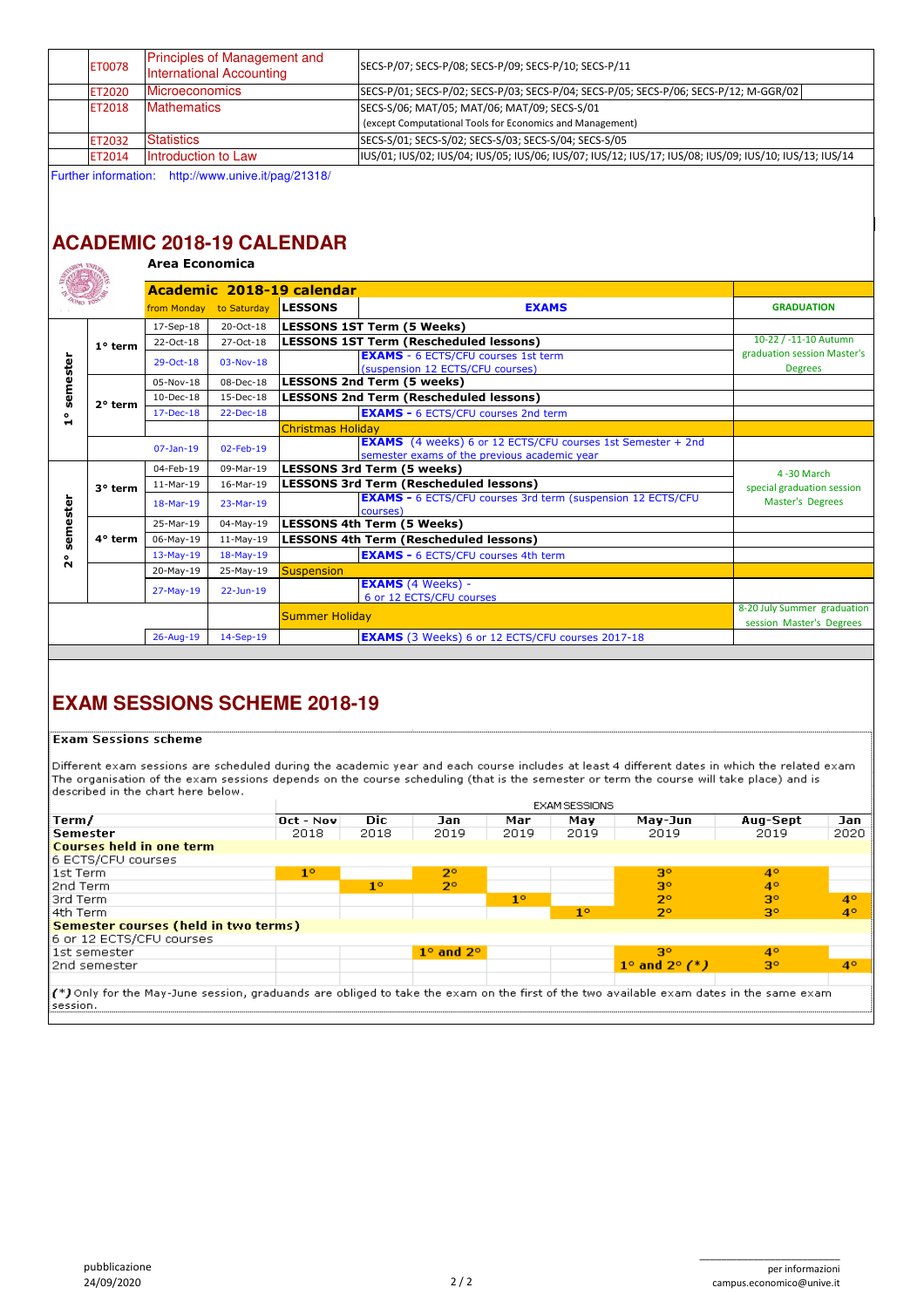| | | | |
|---|---|---|---|
| | ET0078 | Principles of Management and International Accounting | SECS-P/07; SECS-P/08; SECS-P/09; SECS-P/10; SECS-P/11 |
| | ET2020 | Microeconomics | SECS-P/01; SECS-P/02; SECS-P/03; SECS-P/04; SECS-P/05; SECS-P/06; SECS-P/12; M-GGR/02 |
| | ET2018 | Mathematics | SECS-S/06; MAT/05; MAT/06; MAT/09; SECS-S/01 (except Computational Tools for Economics and Management) |
| | ET2032 | Statistics | SECS-S/01; SECS-S/02; SECS-S/03; SECS-S/04; SECS-S/05 |
| | ET2014 | Introduction to Law | IUS/01; IUS/02; IUS/04; IUS/05; IUS/06; IUS/07; IUS/12; IUS/17; IUS/08; IUS/09; IUS/10; IUS/13; IUS/14 |

Further information: http://www.unive.it/pag/21318/

# ACADEMIC 2018-19 CALENDAR

**Area Economica**

**Academic 2018-19 calendar**

| | | from Monday | to Saturday | LESSONS | EXAMS | GRADUATION |
|---|---|---|---|---|---|---|
| 1° semester | 1° term | 17-Sep-18 | 20-Oct-18 | **LESSONS 1ST Term (5 Weeks)** | | |
| | | 22-Oct-18 | 27-Oct-18 | **LESSONS 1ST Term (Rescheduled lessons)** | | 10-22 / -11-10 Autumn graduation session Master's Degrees |
| | | 29-Oct-18 | 03-Nov-18 | | **EXAMS** - 6 ECTS/CFU courses 1st term (suspension 12 ECTS/CFU courses) | |
| | 2° term | 05-Nov-18 | 08-Dec-18 | **LESSONS 2nd Term (5 weeks)** | | |
| | | 10-Dec-18 | 15-Dec-18 | **LESSONS 2nd Term (Rescheduled lessons)** | | |
| | | 17-Dec-18 | 22-Dec-18 | | **EXAMS** - 6 ECTS/CFU courses 2nd term | |
| | | | | Christmas Holiday | | |
| | | 07-Jan-19 | 02-Feb-19 | | **EXAMS** (4 weeks) 6 or 12 ECTS/CFU courses 1st Semester + 2nd semester exams of the previous academic year | |
| 2° semester | 3° term | 04-Feb-19 | 09-Mar-19 | **LESSONS 3rd Term (5 weeks)** | | 4 -30 March special graduation session Master's Degrees |
| | | 11-Mar-19 | 16-Mar-19 | **LESSONS 3rd Term (Rescheduled lessons)** | | |
| | | 18-Mar-19 | 23-Mar-19 | | **EXAMS** - 6 ECTS/CFU courses 3rd term (suspension 12 ECTS/CFU courses) | |
| | 4° term | 25-Mar-19 | 04-May-19 | **LESSONS 4th Term (5 Weeks)** | | |
| | | 06-May-19 | 11-May-19 | **LESSONS 4th Term (Rescheduled lessons)** | | |
| | | 13-May-19 | 18-May-19 | | **EXAMS** - 6 ECTS/CFU courses 4th term | |
| | | 20-May-19 | 25-May-19 | Suspension | | |
| | | 27-May-19 | 22-Jun-19 | | **EXAMS** (4 Weeks) - 6 or 12 ECTS/CFU courses | |
| | | | | Summer Holiday | | 8-20 July Summer graduation session Master's Degrees |
| | | 26-Aug-19 | 14-Sep-19 | | **EXAMS** (3 Weeks) 6 or 12 ECTS/CFU courses 2017-18 | |

# EXAM SESSIONS SCHEME 2018-19

**Exam Sessions scheme**

Different exam sessions are scheduled during the academic year and each course includes at least 4 different dates in which the related exam The organisation of the exam sessions depends on the course scheduling (that is the semester or term the course will take place) and is described in the chart here below.

| | EXAM SESSIONS | | | | | | | |
|---|---|---|---|---|---|---|---|---|
| **Term/ Semester** | **Oct - Nov** 2018 | **Dic** 2018 | **Jan** 2019 | **Mar** 2019 | **May** 2019 | **May-Jun** 2019 | **Aug-Sept** 2019 | **Jan** 2020 |
| **Courses held in one term** | | | | | | | | |
| 6 ECTS/CFU courses | | | | | | | | |
| 1st Term | **1°** | | **2°** | | | **3°** | **4°** | |
| 2nd Term | | **1°** | **2°** | | | **3°** | **4°** | |
| 3rd Term | | | | **1°** | | **2°** | **3°** | **4°** |
| 4th Term | | | | | **1°** | **2°** | **3°** | **4°** |
| **Semester courses (held in two terms)** | | | | | | | | |
| 6 or 12 ECTS/CFU courses | | | | | | | | |
| 1st semester | | | **1° and 2°** | | | **3°** | **4°** | |
| 2nd semester | | | | | | **1° and 2° (*)** | **3°** | **4°** |

(*) Only for the May-June session, graduands are obliged to take the exam on the first of the two available exam dates in the same exam session.

pubblicazione 24/09/2020

per informazioni campus.economico@unive.it